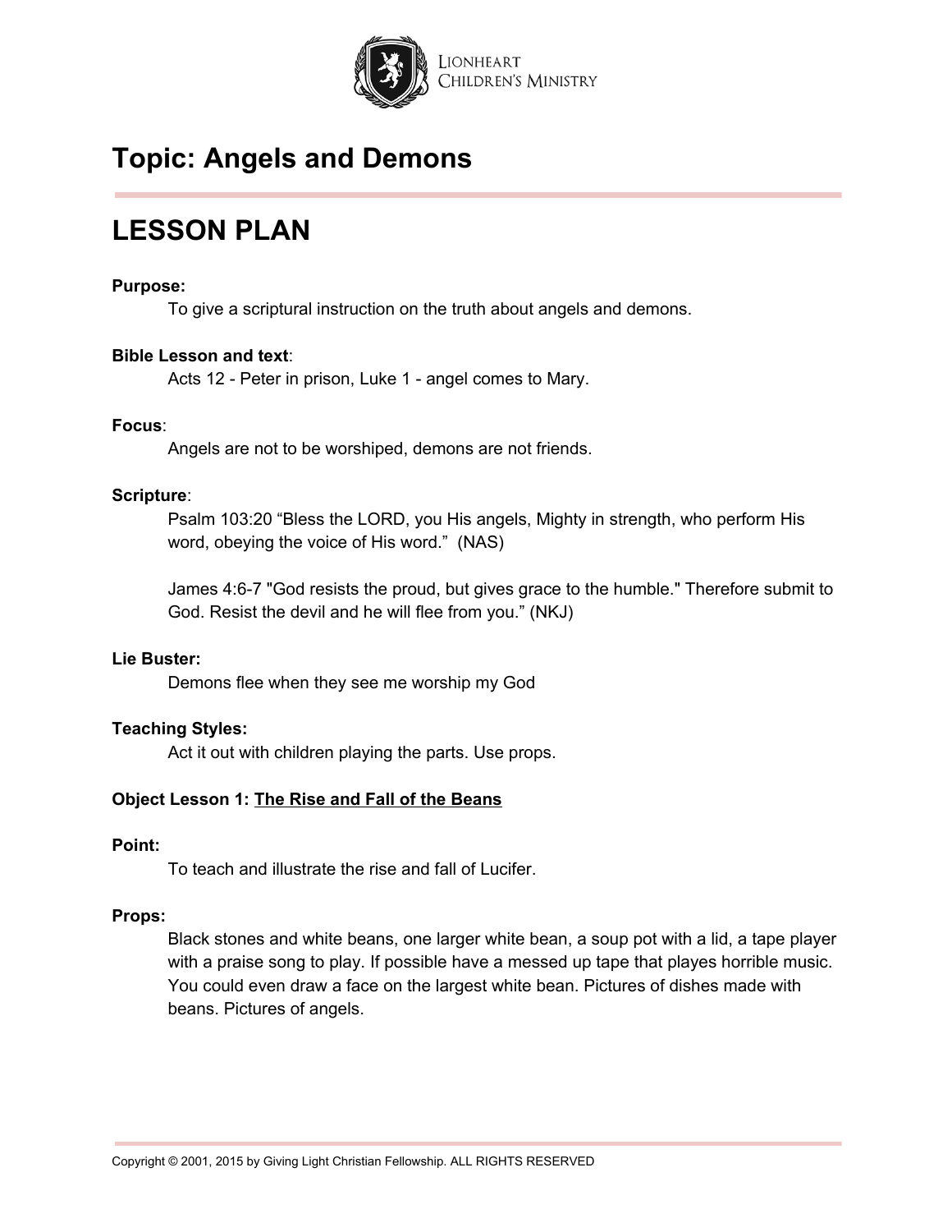# Topic: Angels and Demons

## LESSON PLAN

**Purpose:**

To give a scriptural instruction on the truth about angels and demons.

**Bible Lesson and text**:

Acts 12 - Peter in prison, Luke 1 - angel comes to Mary.

**Focus**:

Angels are not to be worshiped, demons are not friends.

**Scripture**:

Psalm 103:20 “Bless the LORD, you His angels, Mighty in strength, who perform His word, obeying the voice of His word.” (NAS)

James 4:6-7 "God resists the proud, but gives grace to the humble." Therefore submit to God. Resist the devil and he will flee from you.” (NKJ)

**Lie Buster:**

Demons flee when they see me worship my God

**Teaching Styles:**

Act it out with children playing the parts. Use props.

**Object Lesson 1: <u>The Rise and Fall of the Beans</u>**

**Point:**

To teach and illustrate the rise and fall of Lucifer.

**Props:**

Black stones and white beans, one larger white bean, a soup pot with a lid, a tape player with a praise song to play. If possible have a messed up tape that playes horrible music. You could even draw a face on the largest white bean. Pictures of dishes made with beans. Pictures of angels.

Copyright © 2001, 2015 by Giving Light Christian Fellowship. ALL RIGHTS RESERVED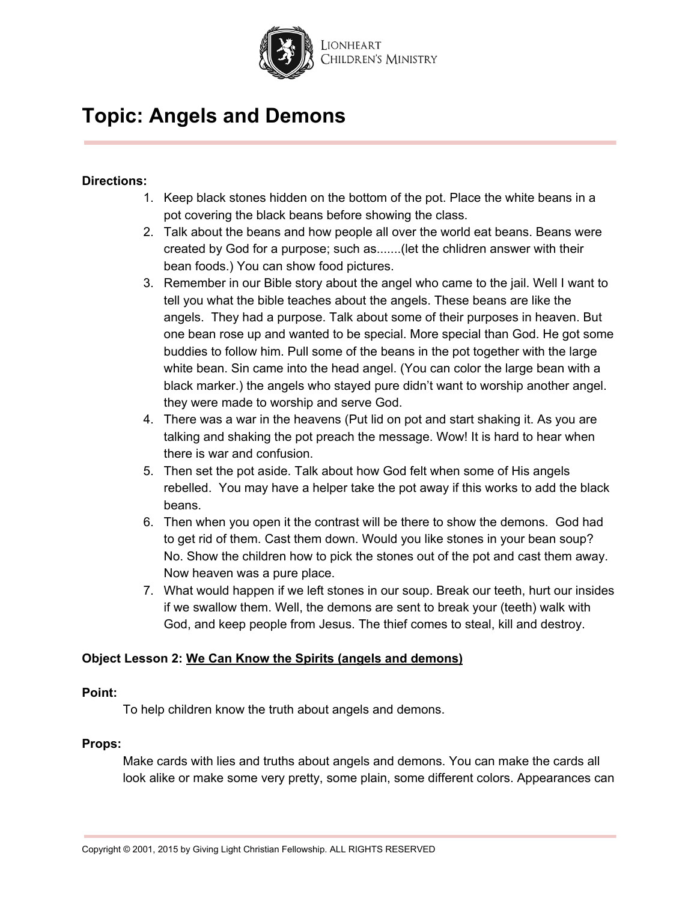# Topic: Angels and Demons

**Directions:**

1. Keep black stones hidden on the bottom of the pot. Place the white beans in a pot covering the black beans before showing the class.
2. Talk about the beans and how people all over the world eat beans. Beans were created by God for a purpose; such as.......(let the chlidren answer with their bean foods.) You can show food pictures.
3. Remember in our Bible story about the angel who came to the jail. Well I want to tell you what the bible teaches about the angels. These beans are like the angels. They had a purpose. Talk about some of their purposes in heaven. But one bean rose up and wanted to be special. More special than God. He got some buddies to follow him. Pull some of the beans in the pot together with the large white bean. Sin came into the head angel. (You can color the large bean with a black marker.) the angels who stayed pure didn't want to worship another angel. they were made to worship and serve God.
4. There was a war in the heavens (Put lid on pot and start shaking it. As you are talking and shaking the pot preach the message. Wow! It is hard to hear when there is war and confusion.
5. Then set the pot aside. Talk about how God felt when some of His angels rebelled. You may have a helper take the pot away if this works to add the black beans.
6. Then when you open it the contrast will be there to show the demons. God had to get rid of them. Cast them down. Would you like stones in your bean soup? No. Show the children how to pick the stones out of the pot and cast them away. Now heaven was a pure place.
7. What would happen if we left stones in our soup. Break our teeth, hurt our insides if we swallow them. Well, the demons are sent to break your (teeth) walk with God, and keep people from Jesus. The thief comes to steal, kill and destroy.

**Object Lesson 2:** <u>We Can Know the Spirits (angels and demons)</u>

**Point:**

To help children know the truth about angels and demons.

**Props:**

Make cards with lies and truths about angels and demons. You can make the cards all look alike or make some very pretty, some plain, some different colors. Appearances can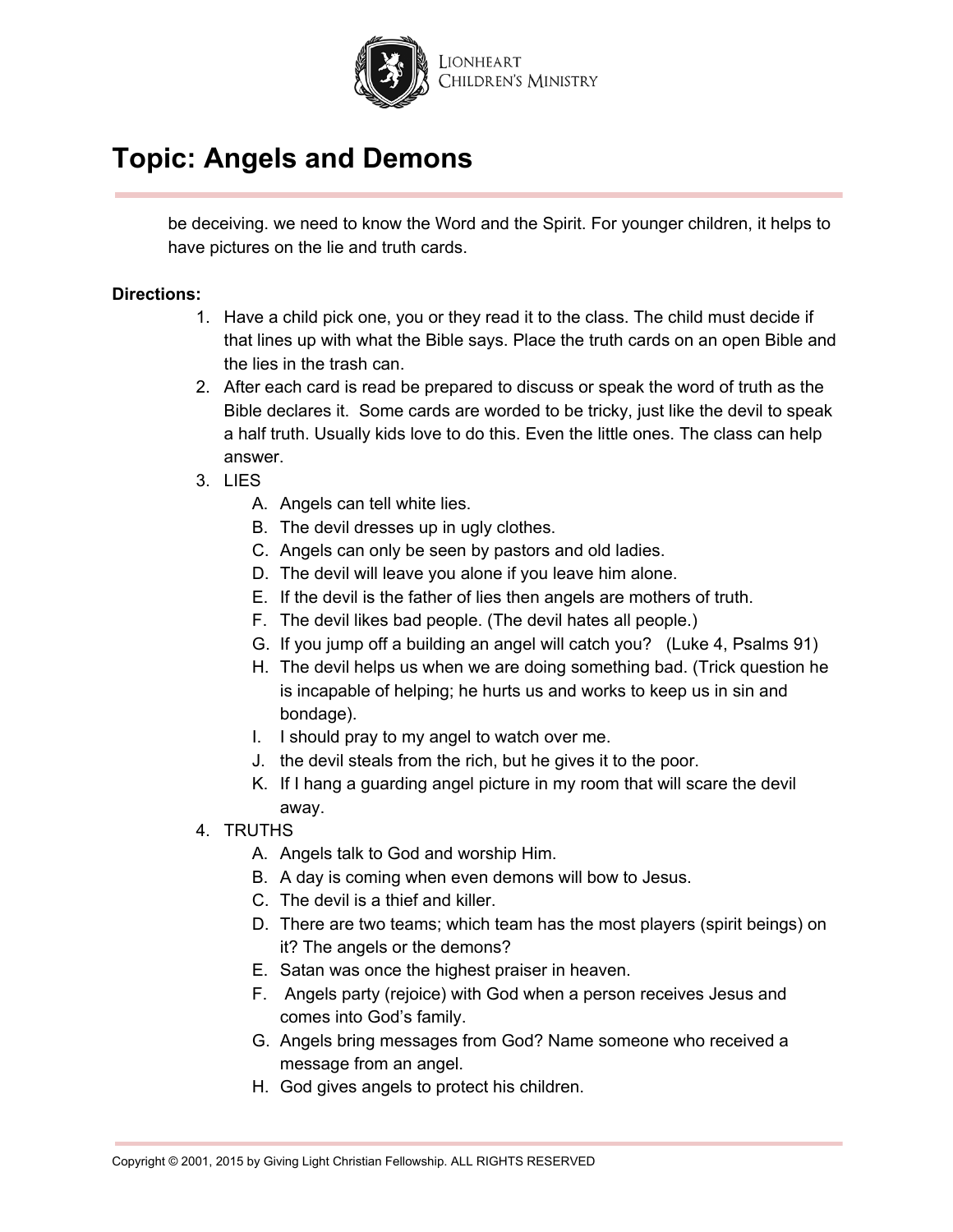# Topic: Angels and Demons

be deceiving. we need to know the Word and the Spirit. For younger children, it helps to have pictures on the lie and truth cards.

**Directions:**

1. Have a child pick one, you or they read it to the class. The child must decide if that lines up with what the Bible says. Place the truth cards on an open Bible and the lies in the trash can.
2. After each card is read be prepared to discuss or speak the word of truth as the Bible declares it. Some cards are worded to be tricky, just like the devil to speak a half truth. Usually kids love to do this. Even the little ones. The class can help answer.
3. LIES
   A. Angels can tell white lies.
   B. The devil dresses up in ugly clothes.
   C. Angels can only be seen by pastors and old ladies.
   D. The devil will leave you alone if you leave him alone.
   E. If the devil is the father of lies then angels are mothers of truth.
   F. The devil likes bad people. (The devil hates all people.)
   G. If you jump off a building an angel will catch you? (Luke 4, Psalms 91)
   H. The devil helps us when we are doing something bad. (Trick question he is incapable of helping; he hurts us and works to keep us in sin and bondage).
   I. I should pray to my angel to watch over me.
   J. the devil steals from the rich, but he gives it to the poor.
   K. If I hang a guarding angel picture in my room that will scare the devil away.
4. TRUTHS
   A. Angels talk to God and worship Him.
   B. A day is coming when even demons will bow to Jesus.
   C. The devil is a thief and killer.
   D. There are two teams; which team has the most players (spirit beings) on it? The angels or the demons?
   E. Satan was once the highest praiser in heaven.
   F. Angels party (rejoice) with God when a person receives Jesus and comes into God's family.
   G. Angels bring messages from God? Name someone who received a message from an angel.
   H. God gives angels to protect his children.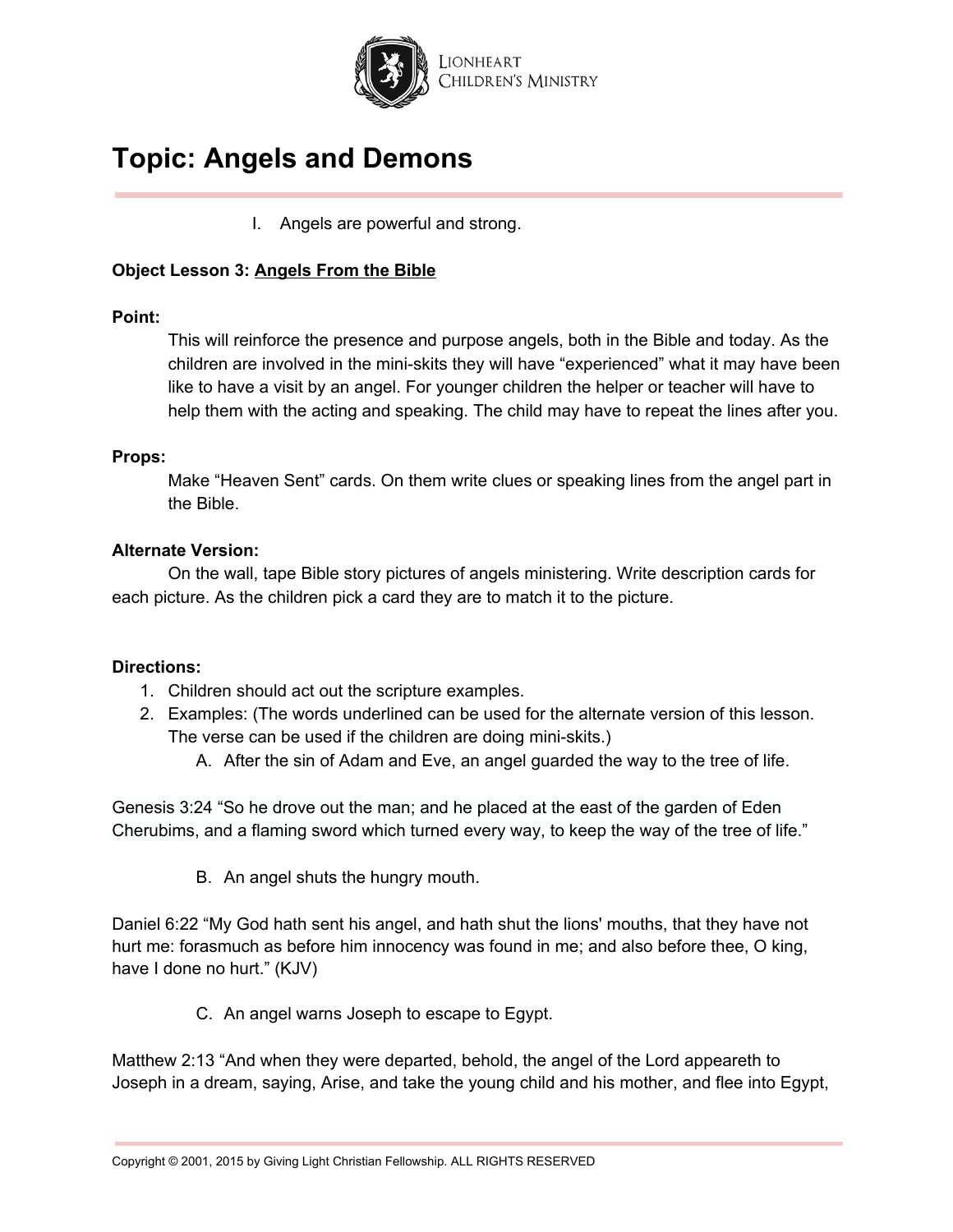# Topic: Angels and Demons

I. Angels are powerful and strong.

**Object Lesson 3:** **Angels From the Bible**

**Point:**

This will reinforce the presence and purpose angels, both in the Bible and today. As the children are involved in the mini-skits they will have "experienced" what it may have been like to have a visit by an angel. For younger children the helper or teacher will have to help them with the acting and speaking. The child may have to repeat the lines after you.

**Props:**

Make "Heaven Sent" cards. On them write clues or speaking lines from the angel part in the Bible.

**Alternate Version:**

On the wall, tape Bible story pictures of angels ministering. Write description cards for each picture. As the children pick a card they are to match it to the picture.

**Directions:**

1. Children should act out the scripture examples.
2. Examples: (The words underlined can be used for the alternate version of this lesson. The verse can be used if the children are doing mini-skits.)
   A. After the sin of Adam and Eve, an angel guarded the way to the tree of life.

Genesis 3:24 "So he drove out the man; and he placed at the east of the garden of Eden Cherubims, and a flaming sword which turned every way, to keep the way of the tree of life."

   B. An angel shuts the hungry mouth.

Daniel 6:22 "My God hath sent his angel, and hath shut the lions' mouths, that they have not hurt me: forasmuch as before him innocency was found in me; and also before thee, O king, have I done no hurt." (KJV)

   C. An angel warns Joseph to escape to Egypt.

Matthew 2:13 "And when they were departed, behold, the angel of the Lord appeareth to Joseph in a dream, saying, Arise, and take the young child and his mother, and flee into Egypt,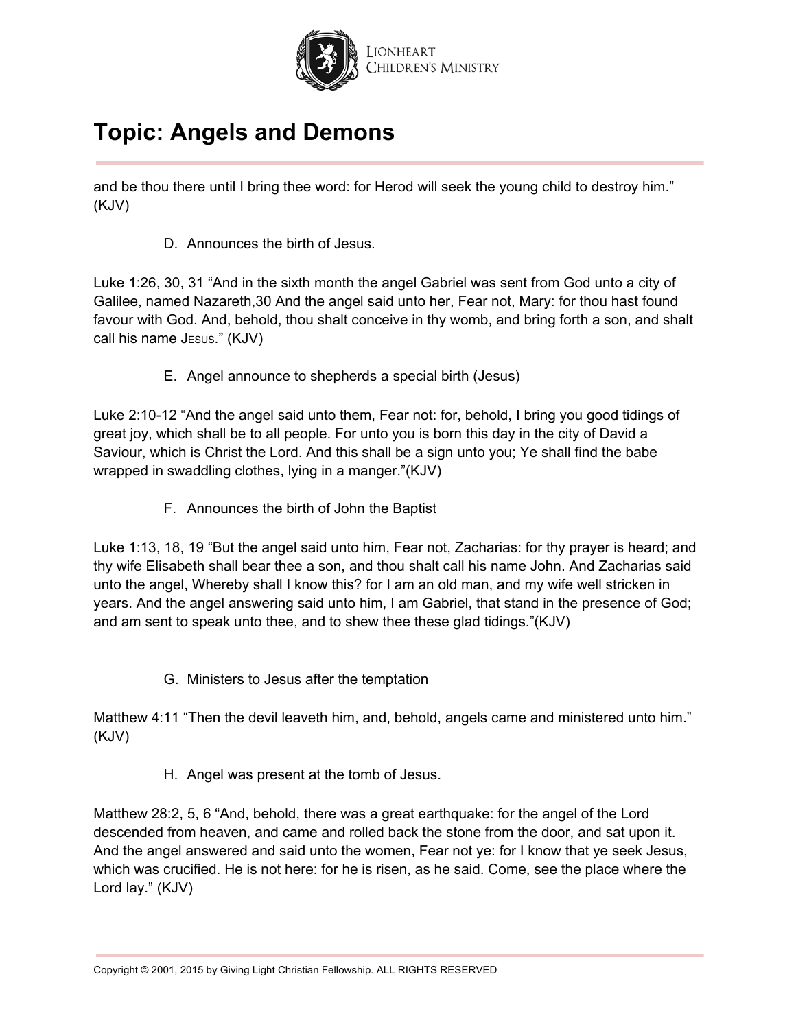and be thou there until I bring thee word: for Herod will seek the young child to destroy him." (KJV)

D. Announces the birth of Jesus.

Luke 1:26, 30, 31 "And in the sixth month the angel Gabriel was sent from God unto a city of Galilee, named Nazareth,30 And the angel said unto her, Fear not, Mary: for thou hast found favour with God. And, behold, thou shalt conceive in thy womb, and bring forth a son, and shalt call his name JESUS." (KJV)

E. Angel announce to shepherds a special birth (Jesus)

Luke 2:10-12 "And the angel said unto them, Fear not: for, behold, I bring you good tidings of great joy, which shall be to all people. For unto you is born this day in the city of David a Saviour, which is Christ the Lord. And this shall be a sign unto you; Ye shall find the babe wrapped in swaddling clothes, lying in a manger."(KJV)

F. Announces the birth of John the Baptist

Luke 1:13, 18, 19 "But the angel said unto him, Fear not, Zacharias: for thy prayer is heard; and thy wife Elisabeth shall bear thee a son, and thou shalt call his name John. And Zacharias said unto the angel, Whereby shall I know this? for I am an old man, and my wife well stricken in years. And the angel answering said unto him, I am Gabriel, that stand in the presence of God; and am sent to speak unto thee, and to shew thee these glad tidings."(KJV)

G. Ministers to Jesus after the temptation

Matthew 4:11 "Then the devil leaveth him, and, behold, angels came and ministered unto him." (KJV)

H. Angel was present at the tomb of Jesus.

Matthew 28:2, 5, 6 "And, behold, there was a great earthquake: for the angel of the Lord descended from heaven, and came and rolled back the stone from the door, and sat upon it. And the angel answered and said unto the women, Fear not ye: for I know that ye seek Jesus, which was crucified. He is not here: for he is risen, as he said. Come, see the place where the Lord lay." (KJV)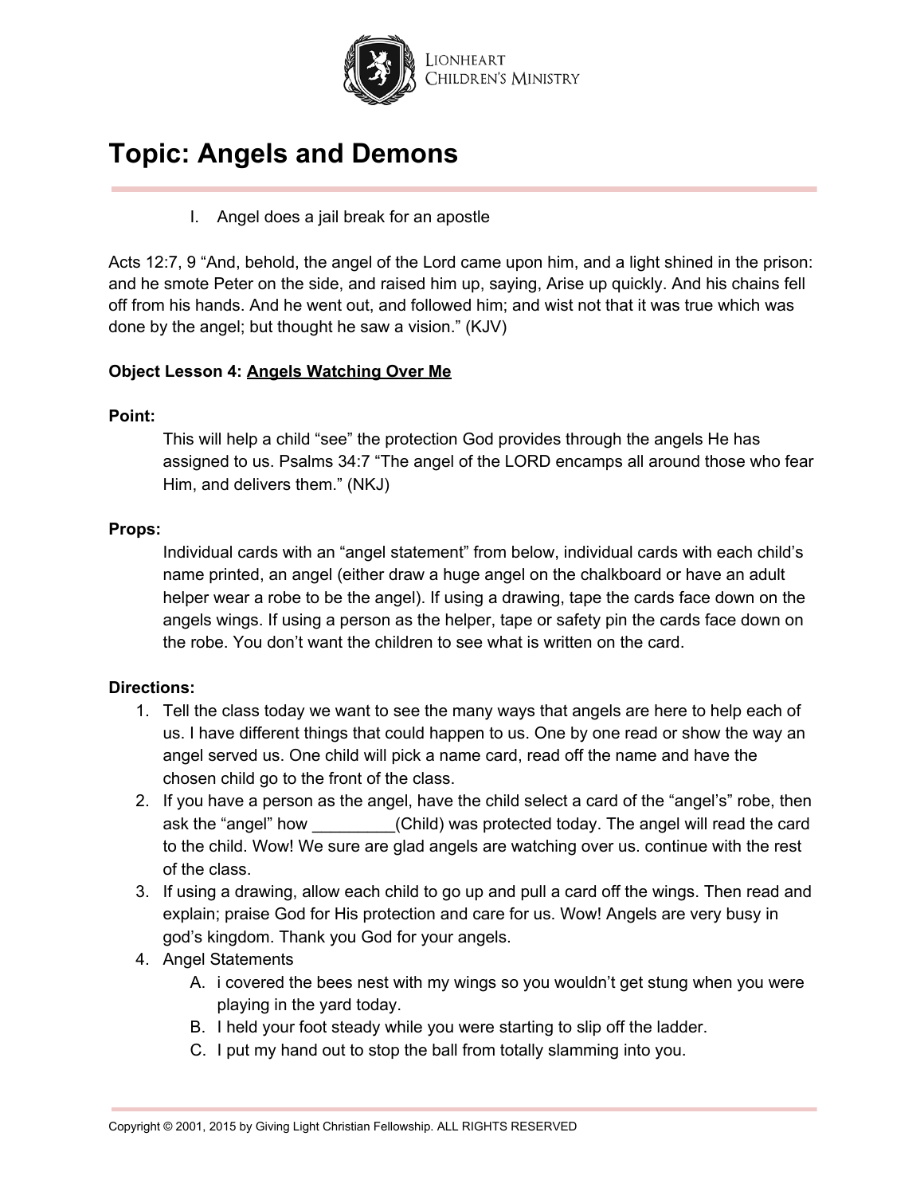# Topic: Angels and Demons

I. Angel does a jail break for an apostle

Acts 12:7, 9 “And, behold, the angel of the Lord came upon him, and a light shined in the prison: and he smote Peter on the side, and raised him up, saying, Arise up quickly. And his chains fell off from his hands. And he went out, and followed him; and wist not that it was true which was done by the angel; but thought he saw a vision.” (KJV)

**Object Lesson 4: <u>Angels Watching Over Me</u>**

**Point:**

This will help a child “see” the protection God provides through the angels He has assigned to us. Psalms 34:7 “The angel of the LORD encamps all around those who fear Him, and delivers them.” (NKJ)

**Props:**

Individual cards with an “angel statement” from below, individual cards with each child’s name printed, an angel (either draw a huge angel on the chalkboard or have an adult helper wear a robe to be the angel). If using a drawing, tape the cards face down on the angels wings. If using a person as the helper, tape or safety pin the cards face down on the robe. You don’t want the children to see what is written on the card.

**Directions:**

1. Tell the class today we want to see the many ways that angels are here to help each of us. I have different things that could happen to us. One by one read or show the way an angel served us. One child will pick a name card, read off the name and have the chosen child go to the front of the class.
2. If you have a person as the angel, have the child select a card of the “angel’s” robe, then ask the “angel” how _________(Child) was protected today. The angel will read the card to the child. Wow! We sure are glad angels are watching over us. continue with the rest of the class.
3. If using a drawing, allow each child to go up and pull a card off the wings. Then read and explain; praise God for His protection and care for us. Wow! Angels are very busy in god’s kingdom. Thank you God for your angels.
4. Angel Statements
   A. i covered the bees nest with my wings so you wouldn’t get stung when you were playing in the yard today.
   B. I held your foot steady while you were starting to slip off the ladder.
   C. I put my hand out to stop the ball from totally slamming into you.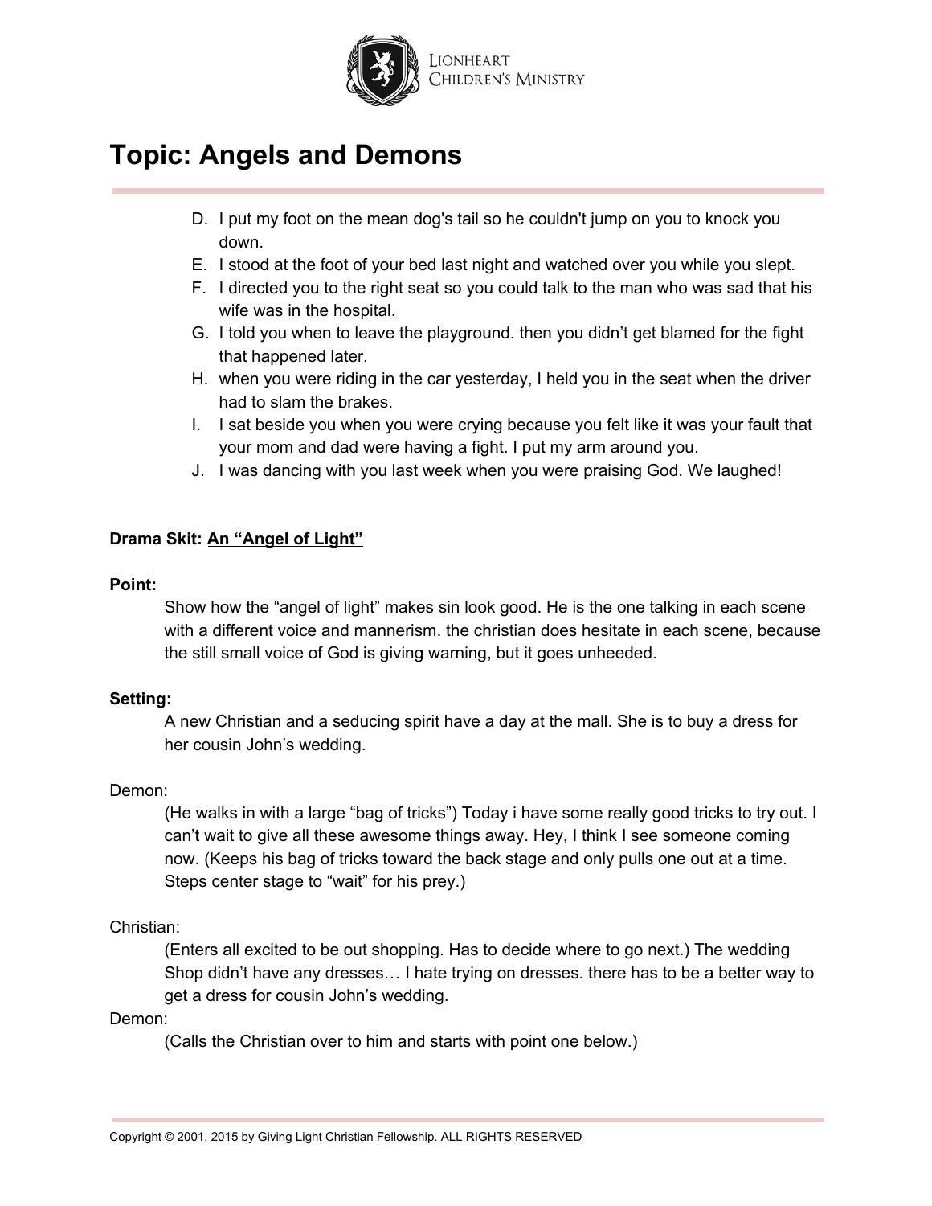D. I put my foot on the mean dog's tail so he couldn't jump on you to knock you down.
E. I stood at the foot of your bed last night and watched over you while you slept.
F. I directed you to the right seat so you could talk to the man who was sad that his wife was in the hospital.
G. I told you when to leave the playground. then you didn't get blamed for the fight that happened later.
H. when you were riding in the car yesterday, I held you in the seat when the driver had to slam the brakes.
I. I sat beside you when you were crying because you felt like it was your fault that your mom and dad were having a fight. I put my arm around you.
J. I was dancing with you last week when you were praising God. We laughed!

**Drama Skit: <u>An "Angel of Light"</u>**

**Point:**

Show how the "angel of light" makes sin look good. He is the one talking in each scene with a different voice and mannerism. the christian does hesitate in each scene, because the still small voice of God is giving warning, but it goes unheeded.

**Setting:**

A new Christian and a seducing spirit have a day at the mall. She is to buy a dress for her cousin John's wedding.

Demon:

(He walks in with a large "bag of tricks") Today i have some really good tricks to try out. I can't wait to give all these awesome things away. Hey, I think I see someone coming now. (Keeps his bag of tricks toward the back stage and only pulls one out at a time. Steps center stage to "wait" for his prey.)

Christian:

(Enters all excited to be out shopping. Has to decide where to go next.) The wedding Shop didn't have any dresses… I hate trying on dresses. there has to be a better way to get a dress for cousin John's wedding.

Demon:

(Calls the Christian over to him and starts with point one below.)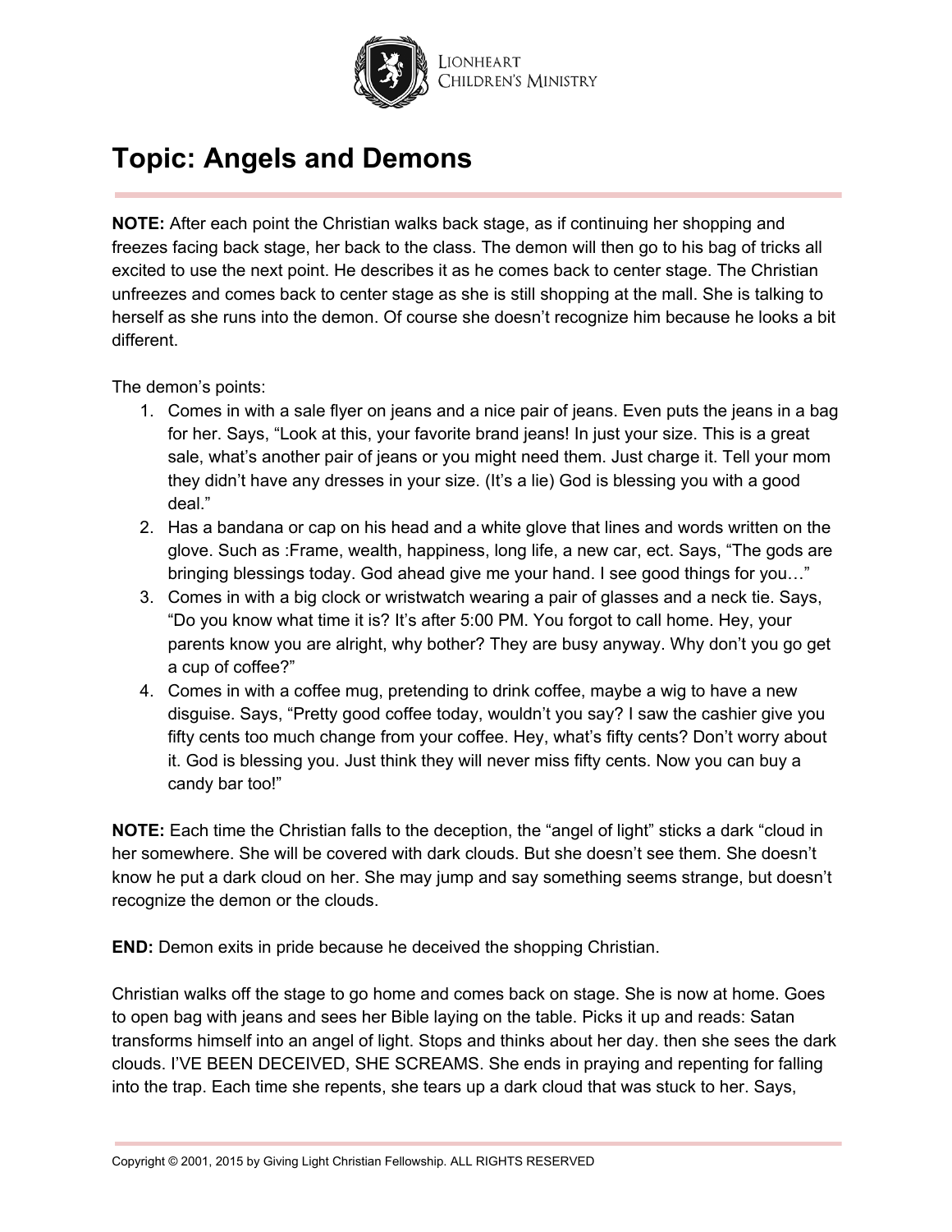# Topic: Angels and Demons

**NOTE:** After each point the Christian walks back stage, as if continuing her shopping and freezes facing back stage, her back to the class. The demon will then go to his bag of tricks all excited to use the next point. He describes it as he comes back to center stage. The Christian unfreezes and comes back to center stage as she is still shopping at the mall. She is talking to herself as she runs into the demon. Of course she doesn't recognize him because he looks a bit different.

The demon's points:

1. Comes in with a sale flyer on jeans and a nice pair of jeans. Even puts the jeans in a bag for her. Says, "Look at this, your favorite brand jeans! In just your size. This is a great sale, what's another pair of jeans or you might need them. Just charge it. Tell your mom they didn't have any dresses in your size. (It's a lie) God is blessing you with a good deal."
2. Has a bandana or cap on his head and a white glove that lines and words written on the glove. Such as :Frame, wealth, happiness, long life, a new car, ect. Says, "The gods are bringing blessings today. God ahead give me your hand. I see good things for you…"
3. Comes in with a big clock or wristwatch wearing a pair of glasses and a neck tie. Says, "Do you know what time it is? It's after 5:00 PM. You forgot to call home. Hey, your parents know you are alright, why bother? They are busy anyway. Why don't you go get a cup of coffee?"
4. Comes in with a coffee mug, pretending to drink coffee, maybe a wig to have a new disguise. Says, "Pretty good coffee today, wouldn't you say? I saw the cashier give you fifty cents too much change from your coffee. Hey, what's fifty cents? Don't worry about it. God is blessing you. Just think they will never miss fifty cents. Now you can buy a candy bar too!"

**NOTE:** Each time the Christian falls to the deception, the "angel of light" sticks a dark "cloud in her somewhere. She will be covered with dark clouds. But she doesn't see them. She doesn't know he put a dark cloud on her. She may jump and say something seems strange, but doesn't recognize the demon or the clouds.

**END:** Demon exits in pride because he deceived the shopping Christian.

Christian walks off the stage to go home and comes back on stage. She is now at home. Goes to open bag with jeans and sees her Bible laying on the table. Picks it up and reads: Satan transforms himself into an angel of light. Stops and thinks about her day. then she sees the dark clouds. I'VE BEEN DECEIVED, SHE SCREAMS. She ends in praying and repenting for falling into the trap. Each time she repents, she tears up a dark cloud that was stuck to her. Says,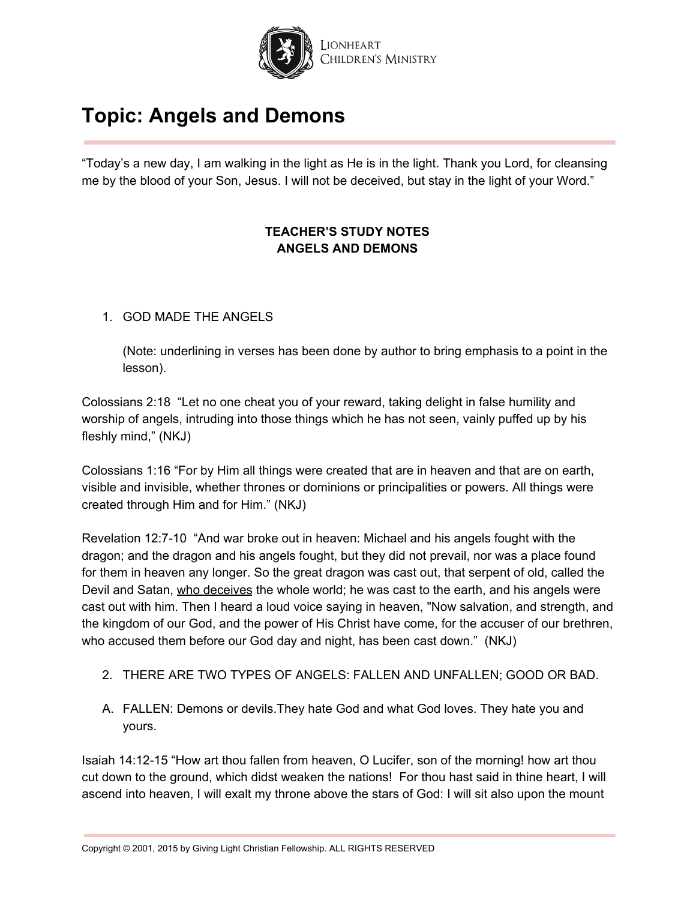# Topic: Angels and Demons

"Today's a new day, I am walking in the light as He is in the light. Thank you Lord, for cleansing me by the blood of your Son, Jesus. I will not be deceived, but stay in the light of your Word."

**TEACHER'S STUDY NOTES**
**ANGELS AND DEMONS**

1. GOD MADE THE ANGELS

   (Note: underlining in verses has been done by author to bring emphasis to a point in the lesson).

Colossians 2:18 "Let no one cheat you of your reward, taking delight in false humility and worship of angels, intruding into those things which he has not seen, vainly puffed up by his fleshly mind," (NKJ)

Colossians 1:16 "For by Him all things were created that are in heaven and that are on earth, visible and invisible, whether thrones or dominions or principalities or powers. All things were created through Him and for Him." (NKJ)

Revelation 12:7-10 "And war broke out in heaven: Michael and his angels fought with the dragon; and the dragon and his angels fought, but they did not prevail, nor was a place found for them in heaven any longer. So the great dragon was cast out, that serpent of old, called the Devil and Satan, <u>who deceives</u> the whole world; he was cast to the earth, and his angels were cast out with him. Then I heard a loud voice saying in heaven, "Now salvation, and strength, and the kingdom of our God, and the power of His Christ have come, for the accuser of our brethren, who accused them before our God day and night, has been cast down." (NKJ)

2. THERE ARE TWO TYPES OF ANGELS: FALLEN AND UNFALLEN; GOOD OR BAD.

A. FALLEN: Demons or devils.They hate God and what God loves. They hate you and yours.

Isaiah 14:12-15 "How art thou fallen from heaven, O Lucifer, son of the morning! how art thou cut down to the ground, which didst weaken the nations! For thou hast said in thine heart, I will ascend into heaven, I will exalt my throne above the stars of God: I will sit also upon the mount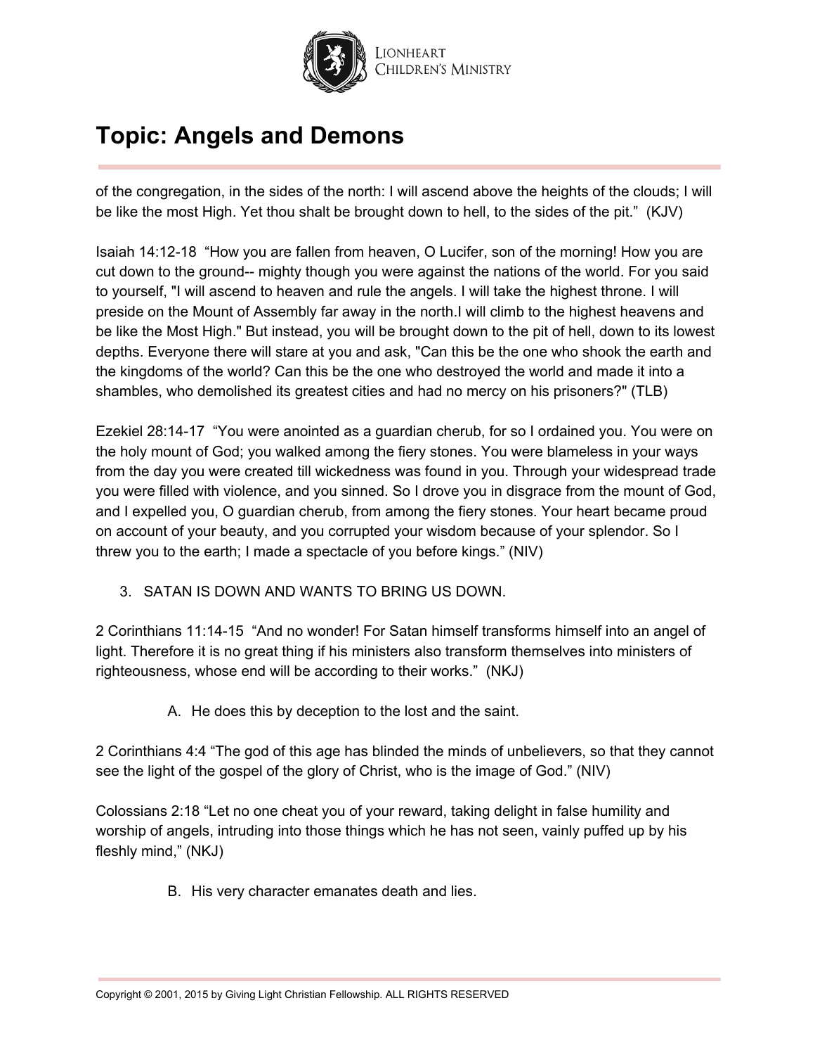of the congregation, in the sides of the north: I will ascend above the heights of the clouds; I will be like the most High. Yet thou shalt be brought down to hell, to the sides of the pit." (KJV)

Isaiah 14:12-18 "How you are fallen from heaven, O Lucifer, son of the morning! How you are cut down to the ground-- mighty though you were against the nations of the world. For you said to yourself, "I will ascend to heaven and rule the angels. I will take the highest throne. I will preside on the Mount of Assembly far away in the north.I will climb to the highest heavens and be like the Most High." But instead, you will be brought down to the pit of hell, down to its lowest depths. Everyone there will stare at you and ask, "Can this be the one who shook the earth and the kingdoms of the world? Can this be the one who destroyed the world and made it into a shambles, who demolished its greatest cities and had no mercy on his prisoners?" (TLB)

Ezekiel 28:14-17 "You were anointed as a guardian cherub, for so I ordained you. You were on the holy mount of God; you walked among the fiery stones. You were blameless in your ways from the day you were created till wickedness was found in you. Through your widespread trade you were filled with violence, and you sinned. So I drove you in disgrace from the mount of God, and I expelled you, O guardian cherub, from among the fiery stones. Your heart became proud on account of your beauty, and you corrupted your wisdom because of your splendor. So I threw you to the earth; I made a spectacle of you before kings." (NIV)

3. SATAN IS DOWN AND WANTS TO BRING US DOWN.

2 Corinthians 11:14-15 "And no wonder! For Satan himself transforms himself into an angel of light. Therefore it is no great thing if his ministers also transform themselves into ministers of righteousness, whose end will be according to their works." (NKJ)

   A. He does this by deception to the lost and the saint.

2 Corinthians 4:4 "The god of this age has blinded the minds of unbelievers, so that they cannot see the light of the gospel of the glory of Christ, who is the image of God." (NIV)

Colossians 2:18 "Let no one cheat you of your reward, taking delight in false humility and worship of angels, intruding into those things which he has not seen, vainly puffed up by his fleshly mind," (NKJ)

   B. His very character emanates death and lies.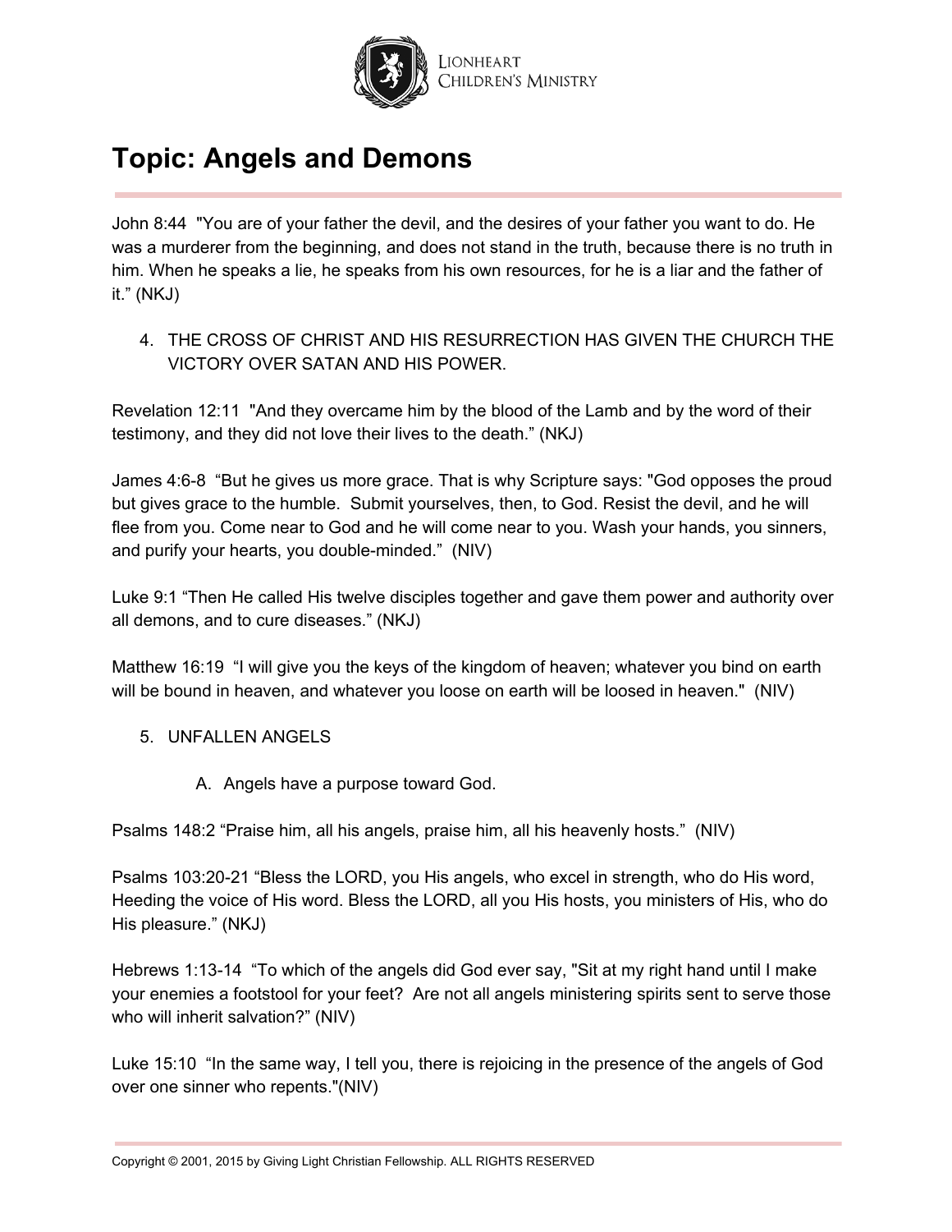# Topic: Angels and Demons

John 8:44 "You are of your father the devil, and the desires of your father you want to do. He was a murderer from the beginning, and does not stand in the truth, because there is no truth in him. When he speaks a lie, he speaks from his own resources, for he is a liar and the father of it." (NKJ)

4. THE CROSS OF CHRIST AND HIS RESURRECTION HAS GIVEN THE CHURCH THE VICTORY OVER SATAN AND HIS POWER.

Revelation 12:11 "And they overcame him by the blood of the Lamb and by the word of their testimony, and they did not love their lives to the death." (NKJ)

James 4:6-8 "But he gives us more grace. That is why Scripture says: "God opposes the proud but gives grace to the humble. Submit yourselves, then, to God. Resist the devil, and he will flee from you. Come near to God and he will come near to you. Wash your hands, you sinners, and purify your hearts, you double-minded." (NIV)

Luke 9:1 "Then He called His twelve disciples together and gave them power and authority over all demons, and to cure diseases." (NKJ)

Matthew 16:19 "I will give you the keys of the kingdom of heaven; whatever you bind on earth will be bound in heaven, and whatever you loose on earth will be loosed in heaven." (NIV)

5. UNFALLEN ANGELS

   A. Angels have a purpose toward God.

Psalms 148:2 "Praise him, all his angels, praise him, all his heavenly hosts." (NIV)

Psalms 103:20-21 "Bless the LORD, you His angels, who excel in strength, who do His word, Heeding the voice of His word. Bless the LORD, all you His hosts, you ministers of His, who do His pleasure." (NKJ)

Hebrews 1:13-14 "To which of the angels did God ever say, "Sit at my right hand until I make your enemies a footstool for your feet? Are not all angels ministering spirits sent to serve those who will inherit salvation?" (NIV)

Luke 15:10 "In the same way, I tell you, there is rejoicing in the presence of the angels of God over one sinner who repents."(NIV)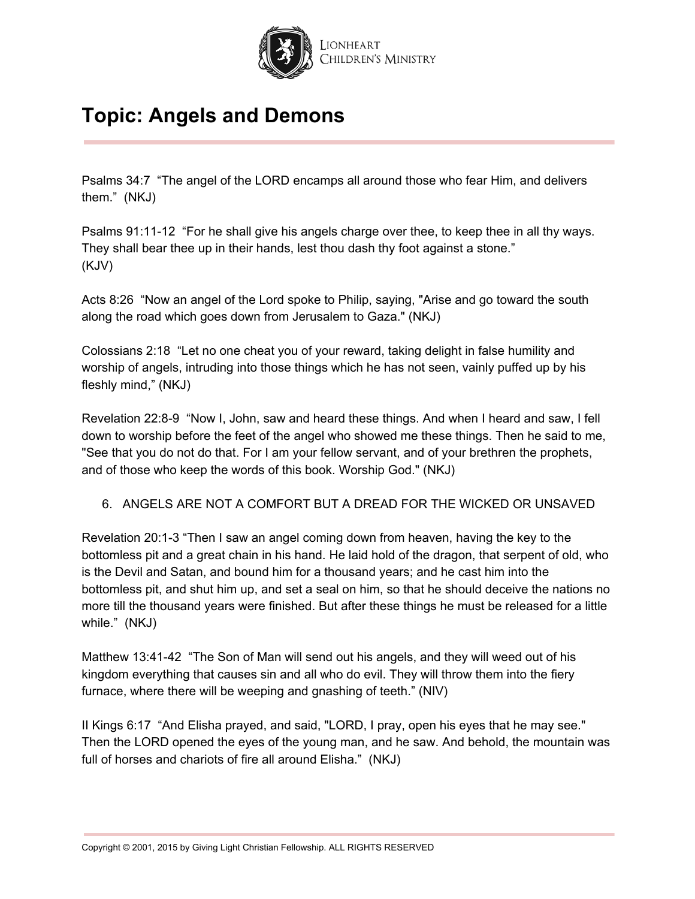# Topic: Angels and Demons

Psalms 34:7 "The angel of the LORD encamps all around those who fear Him, and delivers them." (NKJ)

Psalms 91:11-12 "For he shall give his angels charge over thee, to keep thee in all thy ways. They shall bear thee up in their hands, lest thou dash thy foot against a stone." (KJV)

Acts 8:26 "Now an angel of the Lord spoke to Philip, saying, "Arise and go toward the south along the road which goes down from Jerusalem to Gaza." (NKJ)

Colossians 2:18 "Let no one cheat you of your reward, taking delight in false humility and worship of angels, intruding into those things which he has not seen, vainly puffed up by his fleshly mind," (NKJ)

Revelation 22:8-9 "Now I, John, saw and heard these things. And when I heard and saw, I fell down to worship before the feet of the angel who showed me these things. Then he said to me, "See that you do not do that. For I am your fellow servant, and of your brethren the prophets, and of those who keep the words of this book. Worship God." (NKJ)

6. ANGELS ARE NOT A COMFORT BUT A DREAD FOR THE WICKED OR UNSAVED

Revelation 20:1-3 "Then I saw an angel coming down from heaven, having the key to the bottomless pit and a great chain in his hand. He laid hold of the dragon, that serpent of old, who is the Devil and Satan, and bound him for a thousand years; and he cast him into the bottomless pit, and shut him up, and set a seal on him, so that he should deceive the nations no more till the thousand years were finished. But after these things he must be released for a little while." (NKJ)

Matthew 13:41-42 "The Son of Man will send out his angels, and they will weed out of his kingdom everything that causes sin and all who do evil. They will throw them into the fiery furnace, where there will be weeping and gnashing of teeth." (NIV)

II Kings 6:17 "And Elisha prayed, and said, "LORD, I pray, open his eyes that he may see." Then the LORD opened the eyes of the young man, and he saw. And behold, the mountain was full of horses and chariots of fire all around Elisha." (NKJ)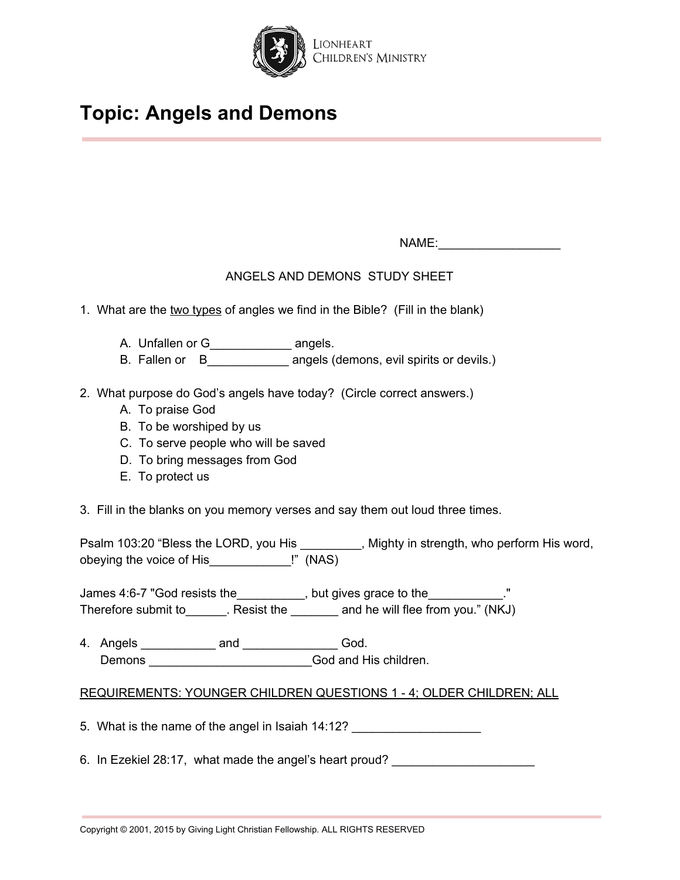# Topic: Angels and Demons

NAME:__________________

ANGELS AND DEMONS STUDY SHEET

1. What are the <u>two types</u> of angles we find in the Bible? (Fill in the blank)

   A. Unfallen or G____________ angels.
   B. Fallen or B____________ angels (demons, evil spirits or devils.)

2. What purpose do God's angels have today? (Circle correct answers.)
   A. To praise God
   B. To be worshiped by us
   C. To serve people who will be saved
   D. To bring messages from God
   E. To protect us

3. Fill in the blanks on you memory verses and say them out loud three times.

Psalm 103:20 "Bless the LORD, you His _________, Mighty in strength, who perform His word, obeying the voice of His____________!" (NAS)

James 4:6-7 "God resists the__________, but gives grace to the___________." Therefore submit to______. Resist the _______ and he will flee from you." (NKJ)

4. Angels ___________ and ______________ God.
   Demons ________________________God and His children.

<u>REQUIREMENTS: YOUNGER CHILDREN QUESTIONS 1 - 4; OLDER CHILDREN; ALL</u>

5. What is the name of the angel in Isaiah 14:12? ___________________

6. In Ezekiel 28:17, what made the angel's heart proud? _____________________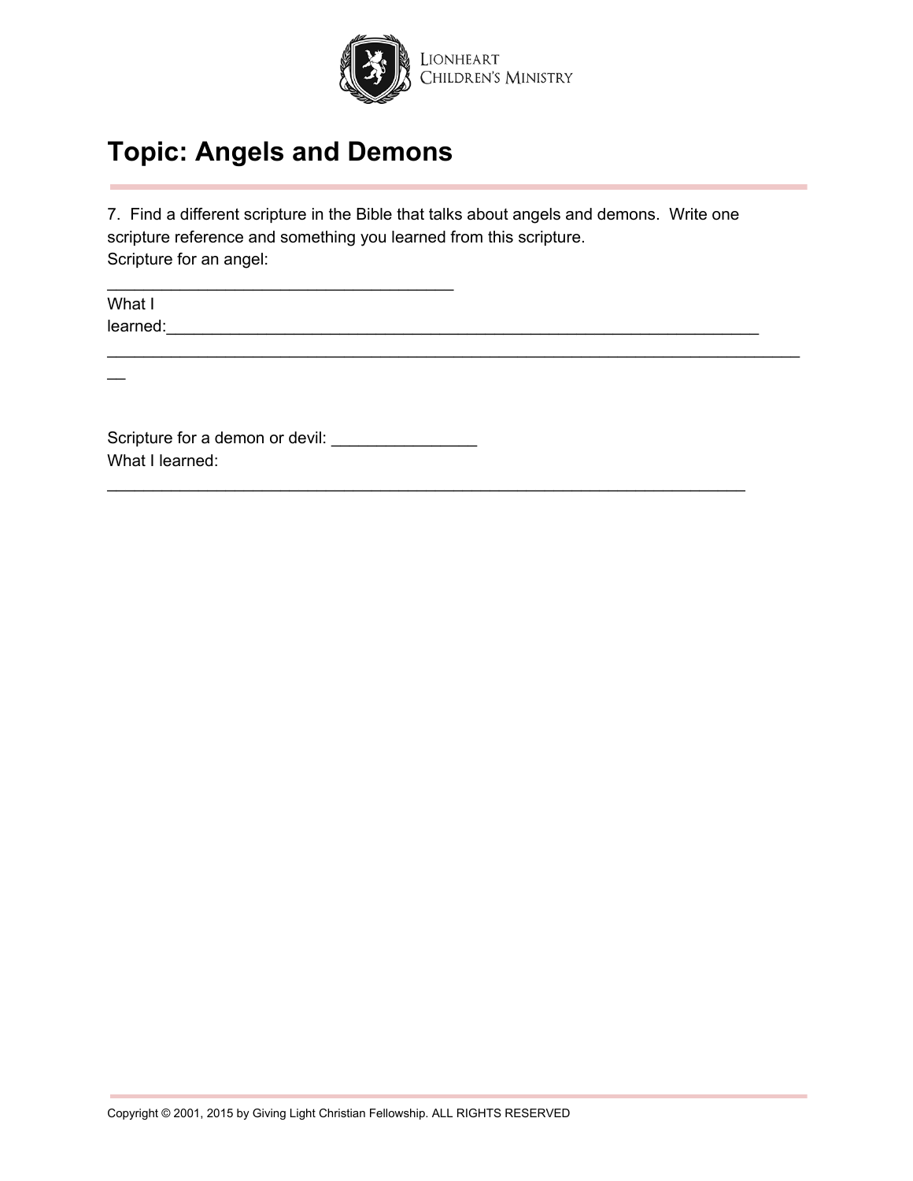# Topic: Angels and Demons

7. Find a different scripture in the Bible that talks about angels and demons. Write one scripture reference and something you learned from this scripture.
Scripture for an angel:
_____________________________________
What I learned:_______________________________________________________________
__________________________________________________________________________

Scripture for a demon or devil: _______________
What I learned:
____________________________________________________________________